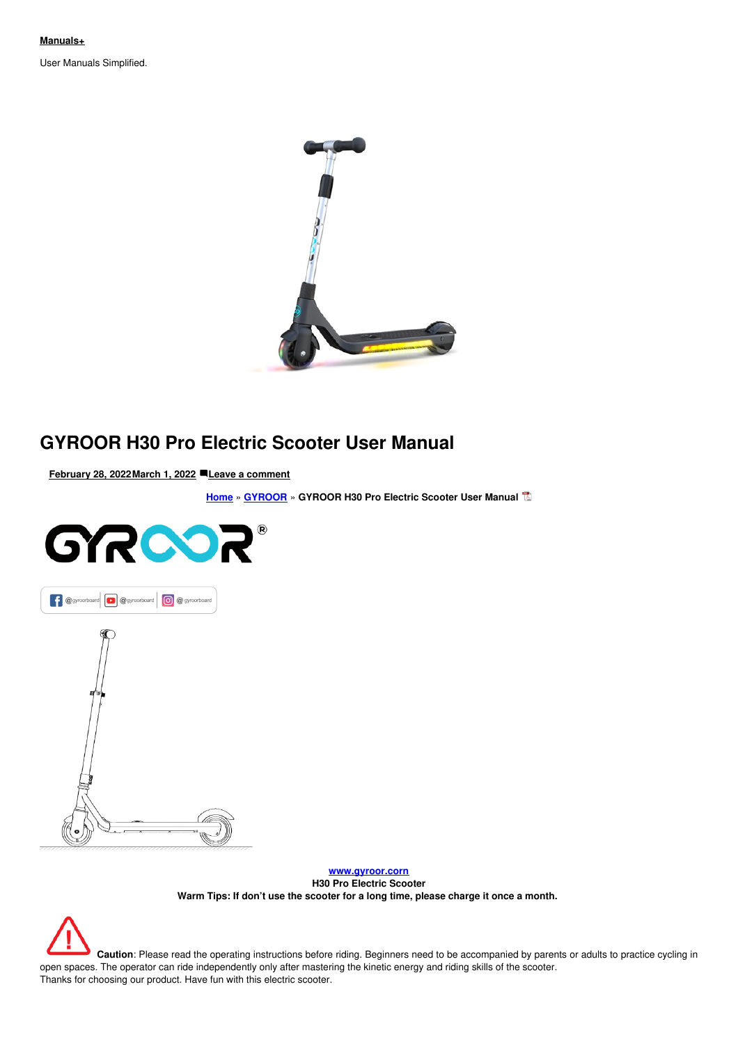**Manuals+**

User Manuals Simplified.

# GYROOR H30 Pro Electric Scooter User Manual

**February 28, 2022March 1, 2022** **Leave a comment**

**Home » GYROOR » GYROOR H30 Pro Electric Scooter User Manual**

@gyroorboard @gyroorboard @ gyroorboard

**www.gyroor.corn**
**H30 Pro Electric Scooter**
**Warm Tips: If don't use the scooter for a long time, please charge it once a month.**

**Caution**: Please read the operating instructions before riding. Beginners need to be accompanied by parents or adults to practice cycling in open spaces. The operator can ride independently only after mastering the kinetic energy and riding skills of the scooter.
Thanks for choosing our product. Have fun with this electric scooter.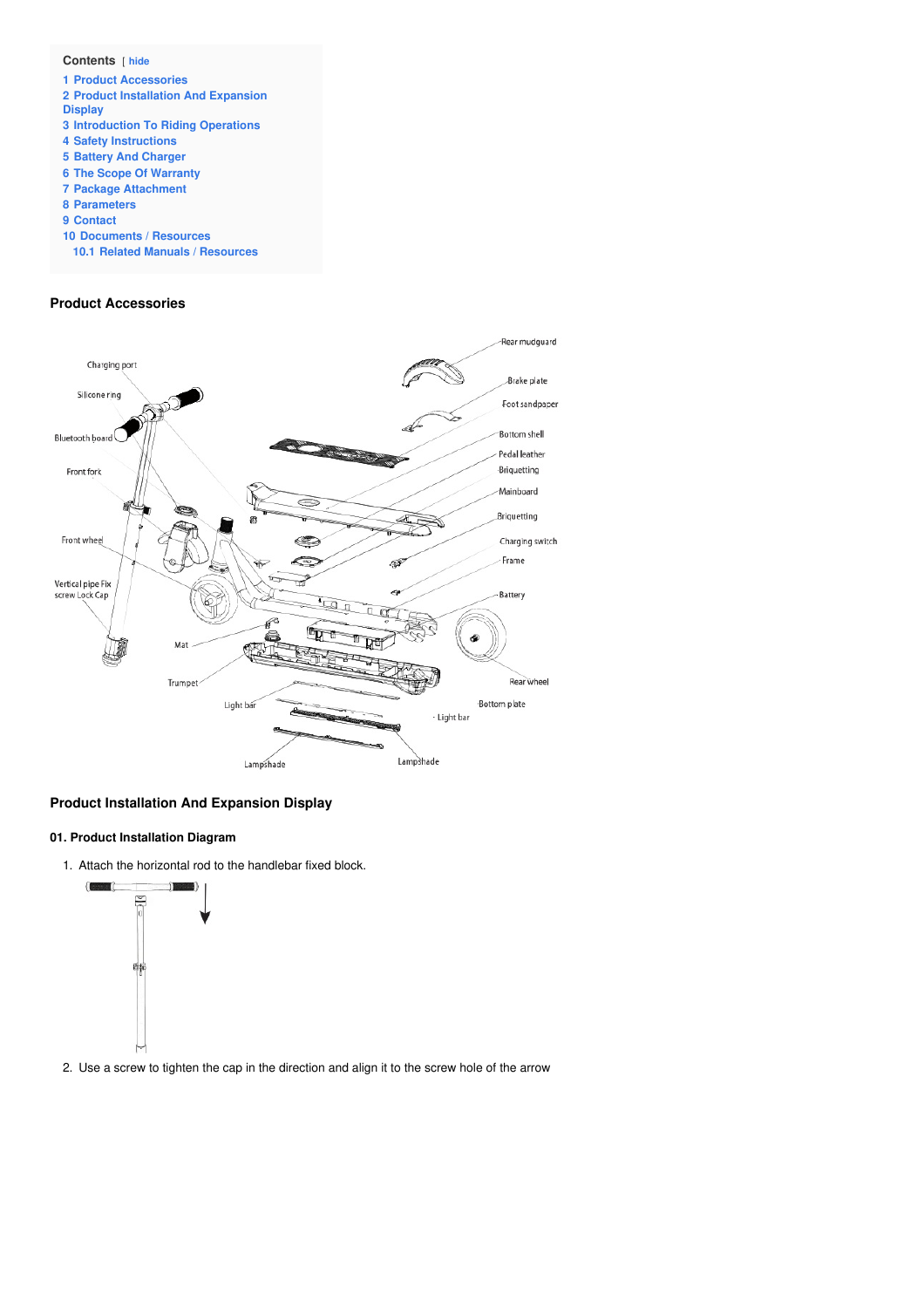Contents [ hide

1 Product Accessories
2 Product Installation And Expansion Display
3 Introduction To Riding Operations
4 Safety Instructions
5 Battery And Charger
6 The Scope Of Warranty
7 Package Attachment
8 Parameters
9 Contact
10 Documents / Resources
  10.1 Related Manuals / Resources

## Product Accessories

Charging port
Silicone ring
Bluetooth board
Front fork
Front wheel
Vertical pipe Fix screw Lock Cap
Mat
Trumpet
Light bar
Lampshade
Rear mudguard
Brake plate
Foot sandpaper
Bottom shell
Pedal leather
Briquetting
Mainboard
Briquetting
Charging switch
Frame
Battery
Rear wheel
Bottom plate
Light bar
Lampshade

## Product Installation And Expansion Display

### 01. Product Installation Diagram

1. Attach the horizontal rod to the handlebar fixed block.
2. Use a screw to tighten the cap in the direction and align it to the screw hole of the arrow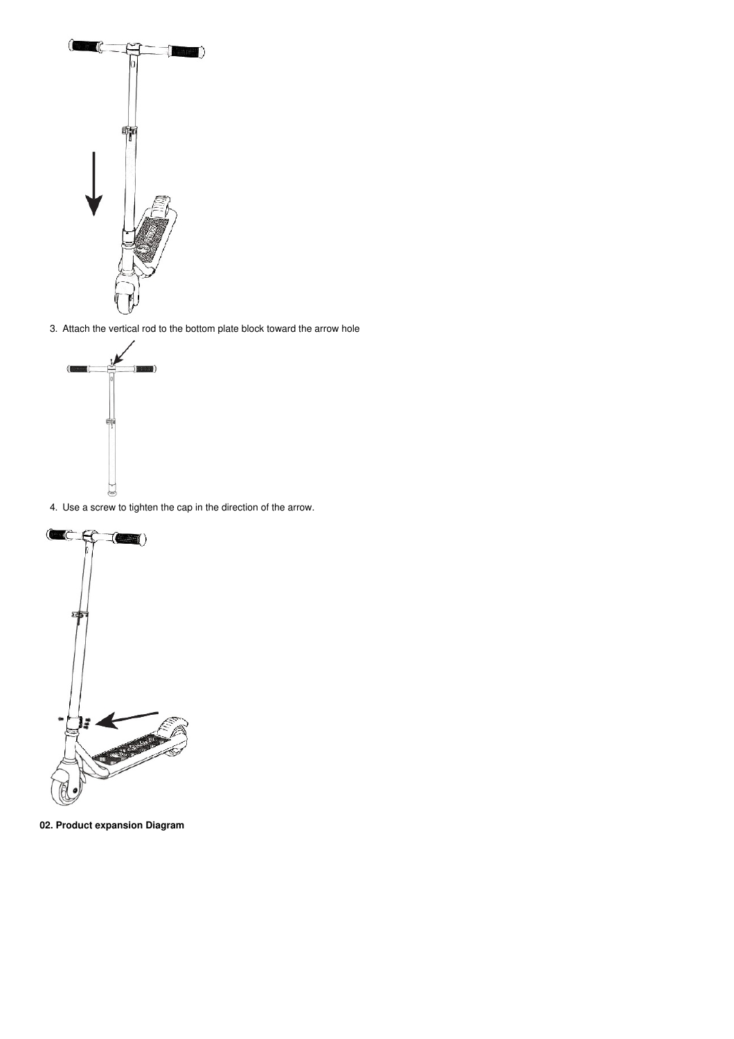3. Attach the vertical rod to the bottom plate block toward the arrow hole

4. Use a screw to tighten the cap in the direction of the arrow.

**02. Product expansion Diagram**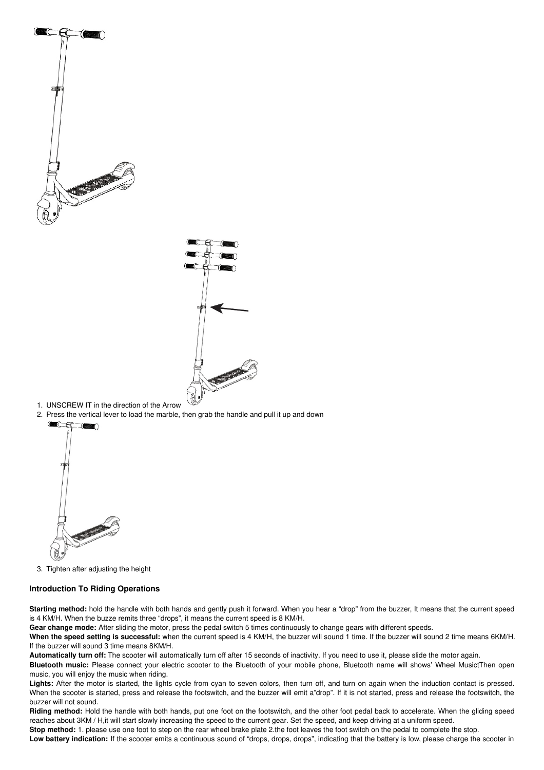1. UNSCREW IT in the direction of the Arrow
2. Press the vertical lever to load the marble, then grab the handle and pull it up and down

3. Tighten after adjusting the height

### Introduction To Riding Operations

**Starting method:** hold the handle with both hands and gently push it forward. When you hear a “drop” from the buzzer, It means that the current speed is 4 KM/H. When the buzze remits three “drops”, it means the current speed is 8 KM/H.

**Gear change mode:** After sliding the motor, press the pedal switch 5 times continuously to change gears with different speeds.

**When the speed setting is successful:** when the current speed is 4 KM/H, the buzzer will sound 1 time. If the buzzer will sound 2 time means 6KM/H. If the buzzer will sound 3 time means 8KM/H.

**Automatically turn off:** The scooter will automatically turn off after 15 seconds of inactivity. If you need to use it, please slide the motor again.

**Bluetooth music:** Please connect your electric scooter to the Bluetooth of your mobile phone, Bluetooth name will shows’ Wheel MusictThen open music, you will enjoy the music when riding.

**Lights:** After the motor is started, the lights cycle from cyan to seven colors, then turn off, and turn on again when the induction contact is pressed. When the scooter is started, press and release the footswitch, and the buzzer will emit a”drop”. If it is not started, press and release the footswitch, the buzzer will not sound.

**Riding method:** Hold the handle with both hands, put one foot on the footswitch, and the other foot pedal back to accelerate. When the gliding speed reaches about 3KM / H,it will start slowly increasing the speed to the current gear. Set the speed, and keep driving at a uniform speed.

**Stop method:** 1. please use one foot to step on the rear wheel brake plate 2.the foot leaves the foot switch on the pedal to complete the stop.

**Low battery indication:** If the scooter emits a continuous sound of “drops, drops, drops”, indicating that the battery is low, please charge the scooter in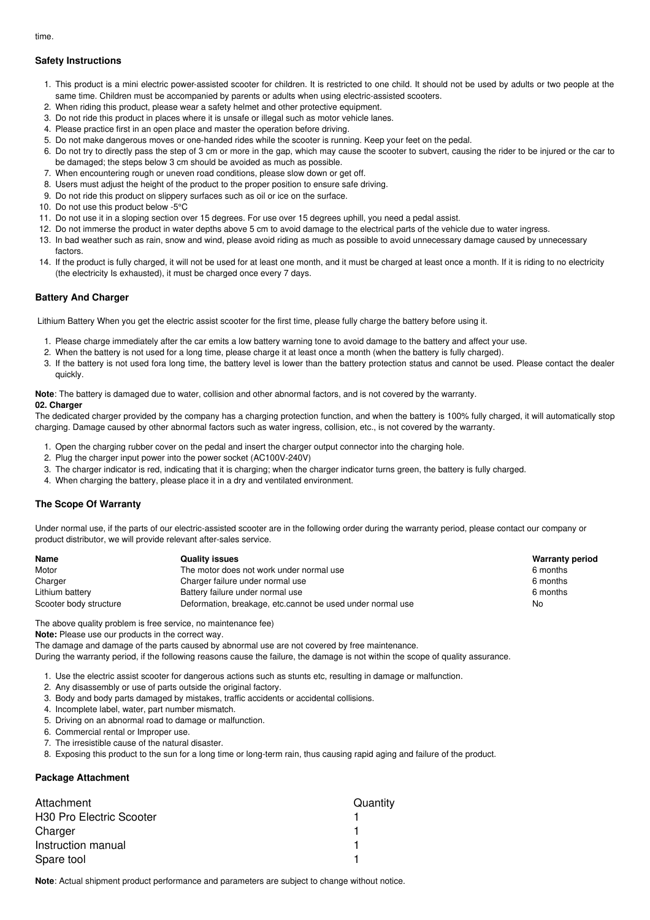time.

### Safety Instructions

1. This product is a mini electric power-assisted scooter for children. It is restricted to one child. It should not be used by adults or two people at the same time. Children must be accompanied by parents or adults when using electric-assisted scooters.
2. When riding this product, please wear a safety helmet and other protective equipment.
3. Do not ride this product in places where it is unsafe or illegal such as motor vehicle lanes.
4. Please practice first in an open place and master the operation before driving.
5. Do not make dangerous moves or one-handed rides while the scooter is running. Keep your feet on the pedal.
6. Do not try to directly pass the step of 3 cm or more in the gap, which may cause the scooter to subvert, causing the rider to be injured or the car to be damaged; the steps below 3 cm should be avoided as much as possible.
7. When encountering rough or uneven road conditions, please slow down or get off.
8. Users must adjust the height of the product to the proper position to ensure safe driving.
9. Do not ride this product on slippery surfaces such as oil or ice on the surface.
10. Do not use this product below -5°C
11. Do not use it in a sloping section over 15 degrees. For use over 15 degrees uphill, you need a pedal assist.
12. Do not immerse the product in water depths above 5 cm to avoid damage to the electrical parts of the vehicle due to water ingress.
13. In bad weather such as rain, snow and wind, please avoid riding as much as possible to avoid unnecessary damage caused by unnecessary factors.
14. If the product is fully charged, it will not be used for at least one month, and it must be charged at least once a month. If it is riding to no electricity (the electricity Is exhausted), it must be charged once every 7 days.

### Battery And Charger

Lithium Battery When you get the electric assist scooter for the first time, please fully charge the battery before using it.

1. Please charge immediately after the car emits a low battery warning tone to avoid damage to the battery and affect your use.
2. When the battery is not used for a long time, please charge it at least once a month (when the battery is fully charged).
3. If the battery is not used fora long time, the battery level is lower than the battery protection status and cannot be used. Please contact the dealer quickly.

**Note**: The battery is damaged due to water, collision and other abnormal factors, and is not covered by the warranty.

**02. Charger**

The dedicated charger provided by the company has a charging protection function, and when the battery is 100% fully charged, it will automatically stop charging. Damage caused by other abnormal factors such as water ingress, collision, etc., is not covered by the warranty.

1. Open the charging rubber cover on the pedal and insert the charger output connector into the charging hole.
2. Plug the charger input power into the power socket (AC100V-240V)
3. The charger indicator is red, indicating that it is charging; when the charger indicator turns green, the battery is fully charged.
4. When charging the battery, please place it in a dry and ventilated environment.

### The Scope Of Warranty

Under normal use, if the parts of our electric-assisted scooter are in the following order during the warranty period, please contact our company or product distributor, we will provide relevant after-sales service.

| **Name** | **Quality issues** | **Warranty period** |
|---|---|---|
| Motor | The motor does not work under normal use | 6 months |
| Charger | Charger failure under normal use | 6 months |
| Lithium battery | Battery failure under normal use | 6 months |
| Scooter body structure | Deformation, breakage, etc.cannot be used under normal use | No |

The above quality problem is free service, no maintenance fee)

**Note:** Please use our products in the correct way.

The damage and damage of the parts caused by abnormal use are not covered by free maintenance.

During the warranty period, if the following reasons cause the failure, the damage is not within the scope of quality assurance.

1. Use the electric assist scooter for dangerous actions such as stunts etc, resulting in damage or malfunction.
2. Any disassembly or use of parts outside the original factory.
3. Body and body parts damaged by mistakes, traffic accidents or accidental collisions.
4. Incomplete label, water, part number mismatch.
5. Driving on an abnormal road to damage or malfunction.
6. Commercial rental or Improper use.
7. The irresistible cause of the natural disaster.
8. Exposing this product to the sun for a long time or long-term rain, thus causing rapid aging and failure of the product.

### Package Attachment

| Attachment | Quantity |
|---|---|
| H30 Pro Electric Scooter | 1 |
| Charger | 1 |
| Instruction manual | 1 |
| Spare tool | 1 |

**Note**: Actual shipment product performance and parameters are subject to change without notice.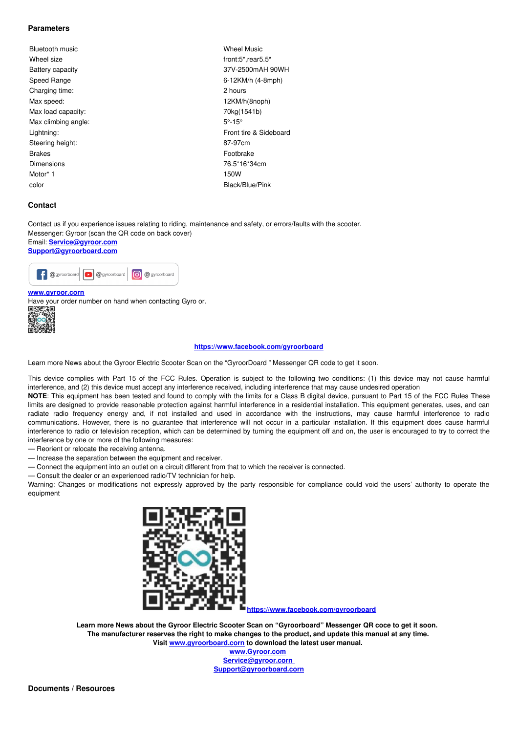## Parameters

| | |
|---|---|
| Bluetooth music | Wheel Music |
| Wheel size | front:5″,rear5.5″ |
| Battery capacity | 37V-2500mAH 90WH |
| Speed Range | 6-12KM/h (4-8mph) |
| Charging time: | 2 hours |
| Max speed: | 12KM/h(8noph) |
| Max load capacity: | 70kg(1541b) |
| Max climbing angle: | 5°-15° |
| Lightning: | Front tire & Sideboard |
| Steering height: | 87-97cm |
| Brakes | Footbrake |
| Dimensions | 76.5*16*34cm |
| Motor* 1 | 150W |
| color | Black/Blue/Pink |

## Contact

Contact us if you experience issues relating to riding, maintenance and safety, or errors/faults with the scooter.
Messenger: Gyroor (scan the QR code on back cover)
Email: **Service@gyroor.com**
**Support@gyroorboard.com**

@gyroorboard @gyroorboard @gyroorboard

**www.gyroor.corn**
Have your order number on hand when contacting Gyro or.

**https://www.facebook.com/gyroorboard**

Learn more News about the Gyroor Electric Scooter Scan on the "GyroorDoard " Messenger QR code to get it soon.

This device complies with Part 15 of the FCC Rules. Operation is subject to the following two conditions: (1) this device may not cause harmful interference, and (2) this device must accept any interference received, including interference that may cause undesired operation
**NOTE**: This equipment has been tested and found to comply with the limits for a Class B digital device, pursuant to Part 15 of the FCC Rules These limits are designed to provide reasonable protection against harmful interference in a residential installation. This equipment generates, uses, and can radiate radio frequency energy and, if not installed and used in accordance with the instructions, may cause harmful interference to radio communications. However, there is no guarantee that interference will not occur in a particular installation. If this equipment does cause harmful interference to radio or television reception, which can be determined by turning the equipment off and on, the user is encouraged to try to correct the interference by one or more of the following measures:
— Reorient or relocate the receiving antenna.
— Increase the separation between the equipment and receiver.
— Connect the equipment into an outlet on a circuit different from that to which the receiver is connected.
— Consult the dealer or an experienced radio/TV technician for help.
Warning: Changes or modifications not expressly approved by the party responsible for compliance could void the users' authority to operate the equipment

**https://www.facebook.com/gyroorboard**

**Learn more News about the Gyroor Electric Scooter Scan on "Gyroorboard" Messenger QR coce to get it soon.**
**The manufacturer reserves the right to make changes to the product, and update this manual at any time.**
**Visit www.gyroorboard.corn to download the latest user manual.**
**www.Gyroor.com**
**Service@gyroor.corn**
**Support@gyroorboard.corn**

## Documents / Resources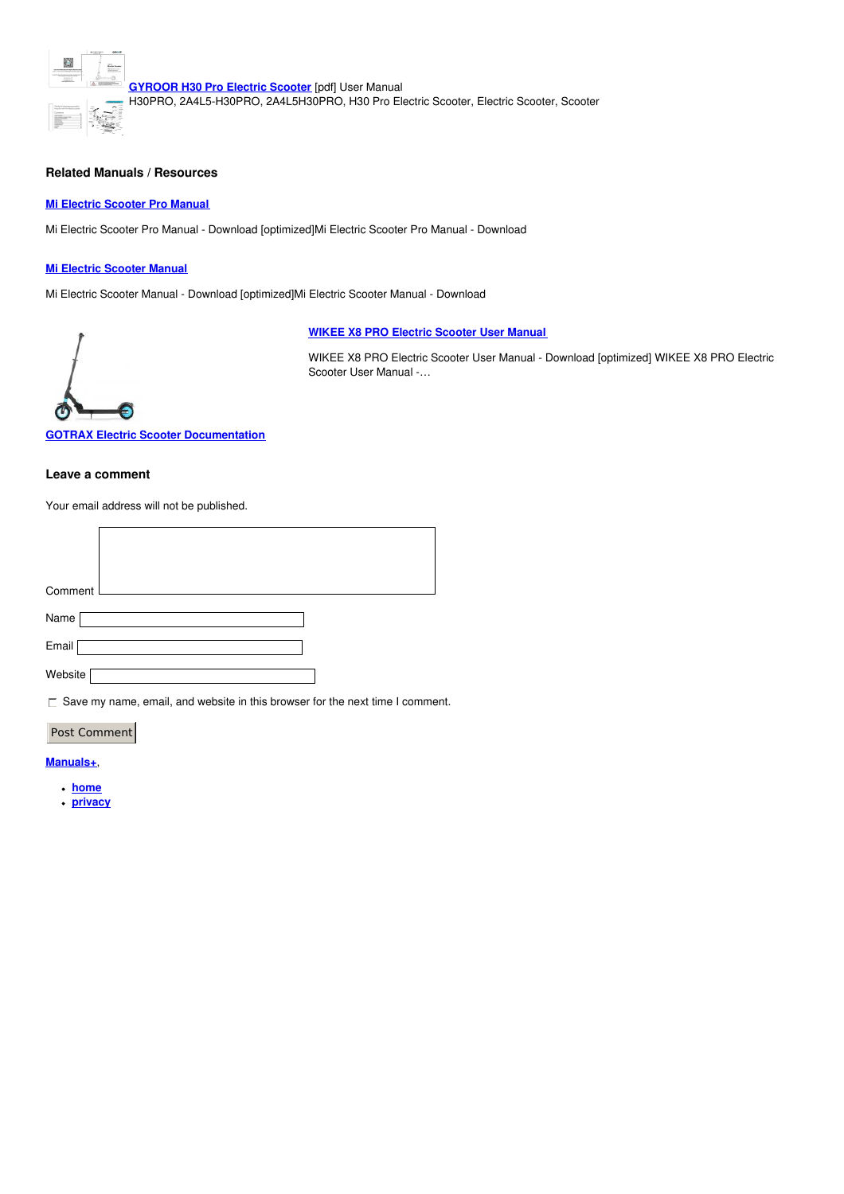**GYROOR H30 Pro Electric Scooter** [pdf] User Manual
H30PRO, 2A4L5-H30PRO, 2A4L5H30PRO, H30 Pro Electric Scooter, Electric Scooter, Scooter

### Related Manuals / Resources

**Mi Electric Scooter Pro Manual**

Mi Electric Scooter Pro Manual - Download [optimized]Mi Electric Scooter Pro Manual - Download

**Mi Electric Scooter Manual**

Mi Electric Scooter Manual - Download [optimized]Mi Electric Scooter Manual - Download

**WIKEE X8 PRO Electric Scooter User Manual**

WIKEE X8 PRO Electric Scooter User Manual - Download [optimized] WIKEE X8 PRO Electric Scooter User Manual -…

**GOTRAX Electric Scooter Documentation**

### Leave a comment

Your email address will not be published.

Comment

Name

Email

Website

Save my name, email, and website in this browser for the next time I comment.

Post Comment

**Manuals+**,

- **home**
- **privacy**